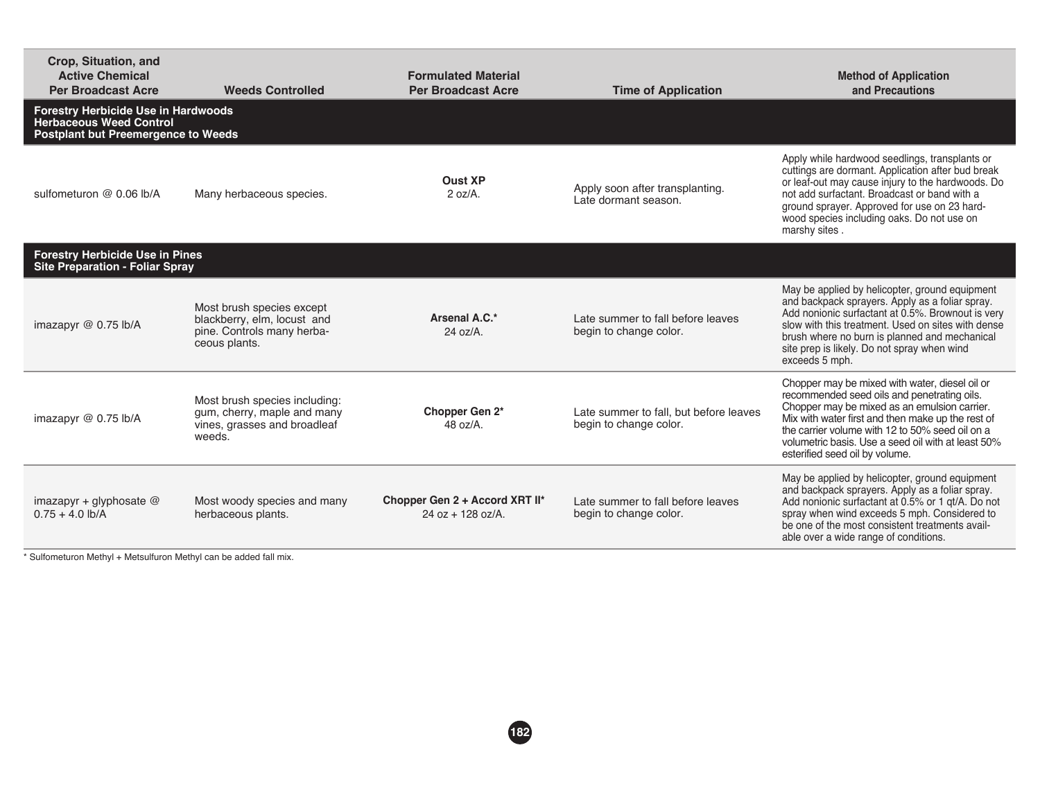| Crop, Situation, and Active Chemical Per Broadcast Acre | Weeds Controlled | Formulated Material Per Broadcast Acre | Time of Application | Method of Application and Precautions |
|---|---|---|---|---|
| **Forestry Herbicide Use in Hardwoods Herbaceous Weed Control Postplant but Preemergence to Weeds** | | | | |
| sulfometuron @ 0.06 lb/A | Many herbaceous species. | **Oust XP** 2 oz/A. | Apply soon after transplanting. Late dormant season. | Apply while hardwood seedlings, transplants or cuttings are dormant. Application after bud break or leaf-out may cause injury to the hardwoods. Do not add surfactant. Broadcast or band with a ground sprayer. Approved for use on 23 hardwood species including oaks. Do not use on marshy sites . |
| **Forestry Herbicide Use in Pines Site Preparation - Foliar Spray** | | | | |
| imazapyr @ 0.75 lb/A | Most brush species except blackberry, elm, locust and pine. Controls many herbaceous plants. | **Arsenal A.C.*** 24 oz/A. | Late summer to fall before leaves begin to change color. | May be applied by helicopter, ground equipment and backpack sprayers. Apply as a foliar spray. Add nonionic surfactant at 0.5%. Brownout is very slow with this treatment. Used on sites with dense brush where no burn is planned and mechanical site prep is likely. Do not spray when wind exceeds 5 mph. |
| imazapyr @ 0.75 lb/A | Most brush species including: gum, cherry, maple and many vines, grasses and broadleaf weeds. | **Chopper Gen 2*** 48 oz/A. | Late summer to fall, but before leaves begin to change color. | Chopper may be mixed with water, diesel oil or recommended seed oils and penetrating oils. Chopper may be mixed as an emulsion carrier. Mix with water first and then make up the rest of the carrier volume with 12 to 50% seed oil on a volumetric basis. Use a seed oil with at least 50% esterified seed oil by volume. |
| imazapyr + glyphosate @ 0.75 + 4.0 lb/A | Most woody species and many herbaceous plants. | **Chopper Gen 2 + Accord XRT II*** 24 oz + 128 oz/A. | Late summer to fall before leaves begin to change color. | May be applied by helicopter, ground equipment and backpack sprayers. Apply as a foliar spray. Add nonionic surfactant at 0.5% or 1 qt/A. Do not spray when wind exceeds 5 mph. Considered to be one of the most consistent treatments available over a wide range of conditions. |

* Sulfometuron Methyl + Metsulfuron Methyl can be added fall mix.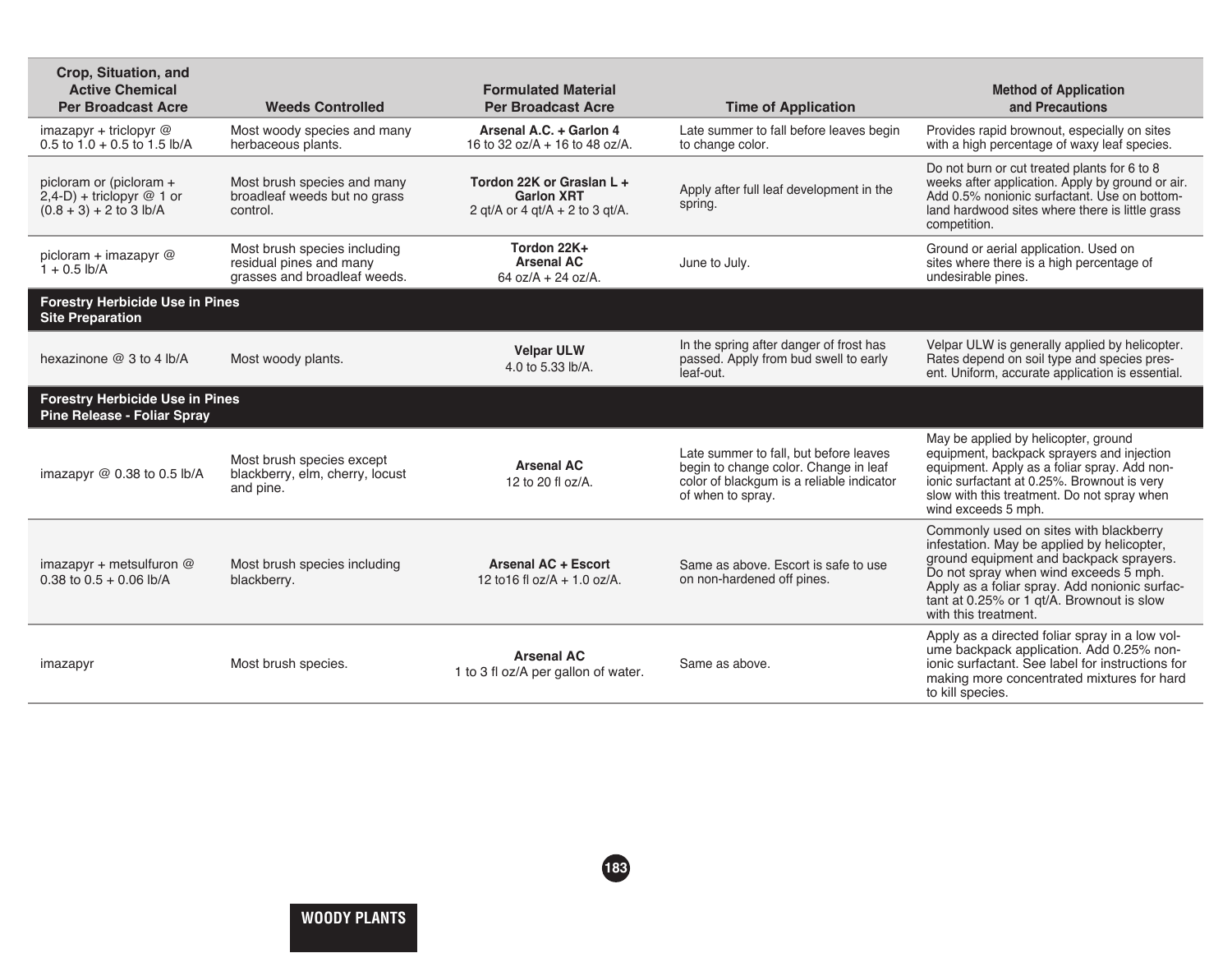| Crop, Situation, and Active Chemical Per Broadcast Acre | Weeds Controlled | Formulated Material Per Broadcast Acre | Time of Application | Method of Application and Precautions |
|---|---|---|---|---|
| imazapyr + triclopyr @ 0.5 to 1.0 + 0.5 to 1.5 lb/A | Most woody species and many herbaceous plants. | **Arsenal A.C. + Garlon 4** 16 to 32 oz/A + 16 to 48 oz/A. | Late summer to fall before leaves begin to change color. | Provides rapid brownout, especially on sites with a high percentage of waxy leaf species. |
| picloram or (picloram + 2,4-D) + triclopyr @ 1 or (0.8 + 3) + 2 to 3 lb/A | Most brush species and many broadleaf weeds but no grass control. | **Tordon 22K or Graslan L + Garlon XRT** 2 qt/A or 4 qt/A + 2 to 3 qt/A. | Apply after full leaf development in the spring. | Do not burn or cut treated plants for 6 to 8 weeks after application. Apply by ground or air. Add 0.5% nonionic surfactant. Use on bottomland hardwood sites where there is little grass competition. |
| picloram + imazapyr @ 1 + 0.5 lb/A | Most brush species including residual pines and many grasses and broadleaf weeds. | **Tordon 22K+ Arsenal AC** 64 oz/A + 24 oz/A. | June to July. | Ground or aerial application. Used on sites where there is a high percentage of undesirable pines. |
| **Forestry Herbicide Use in Pines Site Preparation** | | | | |
| hexazinone @ 3 to 4 lb/A | Most woody plants. | **Velpar ULW** 4.0 to 5.33 lb/A. | In the spring after danger of frost has passed. Apply from bud swell to early leaf-out. | Velpar ULW is generally applied by helicopter. Rates depend on soil type and species present. Uniform, accurate application is essential. |
| **Forestry Herbicide Use in Pines Pine Release - Foliar Spray** | | | | |
| imazapyr @ 0.38 to 0.5 lb/A | Most brush species except blackberry, elm, cherry, locust and pine. | **Arsenal AC** 12 to 20 fl oz/A. | Late summer to fall, but before leaves begin to change color. Change in leaf color of blackgum is a reliable indicator of when to spray. | May be applied by helicopter, ground equipment, backpack sprayers and injection equipment. Apply as a foliar spray. Add nonionic surfactant at 0.25%. Brownout is very slow with this treatment. Do not spray when wind exceeds 5 mph. |
| imazapyr + metsulfuron @ 0.38 to 0.5 + 0.06 lb/A | Most brush species including blackberry. | **Arsenal AC + Escort** 12 to16 fl oz/A + 1.0 oz/A. | Same as above. Escort is safe to use on non-hardened off pines. | Commonly used on sites with blackberry infestation. May be applied by helicopter, ground equipment and backpack sprayers. Do not spray when wind exceeds 5 mph. Apply as a foliar spray. Add nonionic surfactant at 0.25% or 1 qt/A. Brownout is slow with this treatment. |
| imazapyr | Most brush species. | **Arsenal AC** 1 to 3 fl oz/A per gallon of water. | Same as above. | Apply as a directed foliar spray in a low volume backpack application. Add 0.25% nonionic surfactant. See label for instructions for making more concentrated mixtures for hard to kill species. |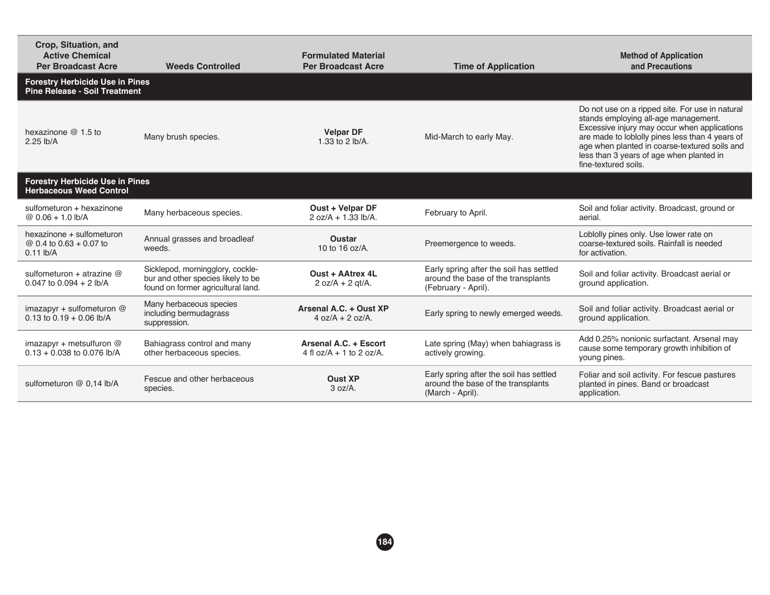| Crop, Situation, and Active Chemical Per Broadcast Acre | Weeds Controlled | Formulated Material Per Broadcast Acre | Time of Application | Method of Application and Precautions |
|---|---|---|---|---|
| **Forestry Herbicide Use in Pines Pine Release - Soil Treatment** | | | | |
| hexazinone @ 1.5 to 2.25 lb/A | Many brush species. | **Velpar DF** 1.33 to 2 lb/A. | Mid-March to early May. | Do not use on a ripped site. For use in natural stands employing all-age management. Excessive injury may occur when applications are made to loblolly pines less than 4 years of age when planted in coarse-textured soils and less than 3 years of age when planted in fine-textured soils. |
| **Forestry Herbicide Use in Pines Herbaceous Weed Control** | | | | |
| sulfometuron + hexazinone @ 0.06 + 1.0 lb/A | Many herbaceous species. | **Oust + Velpar DF** 2 oz/A + 1.33 lb/A. | February to April. | Soil and foliar activity. Broadcast, ground or aerial. |
| hexazinone + sulfometuron @ 0.4 to 0.63 + 0.07 to 0.11 lb/A | Annual grasses and broadleaf weeds. | **Oustar** 10 to 16 oz/A. | Preemergence to weeds. | Loblolly pines only. Use lower rate on coarse-textured soils. Rainfall is needed for activation. |
| sulfometuron + atrazine @ 0.047 to 0.094 + 2 lb/A | Sicklepod, morningglory, cocklebur and other species likely to be found on former agricultural land. | **Oust + AAtrex 4L** 2 oz/A + 2 qt/A. | Early spring after the soil has settled around the base of the transplants (February - April). | Soil and foliar activity. Broadcast aerial or ground application. |
| imazapyr + sulfometuron @ 0.13 to 0.19 + 0.06 lb/A | Many herbaceous species including bermudagrass suppression. | **Arsenal A.C. + Oust XP** 4 oz/A + 2 oz/A. | Early spring to newly emerged weeds. | Soil and foliar activity. Broadcast aerial or ground application. |
| imazapyr + metsulfuron @ 0.13 + 0.038 to 0.076 lb/A | Bahiagrass control and many other herbaceous species. | **Arsenal A.C. + Escort** 4 fl oz/A + 1 to 2 oz/A. | Late spring (May) when bahiagrass is actively growing. | Add 0.25% nonionic surfactant. Arsenal may cause some temporary growth inhibition of young pines. |
| sulfometuron @ 0,14 lb/A | Fescue and other herbaceous species. | **Oust XP** 3 oz/A. | Early spring after the soil has settled around the base of the transplants (March - April). | Foliar and soil activity. For fescue pastures planted in pines. Band or broadcast application. |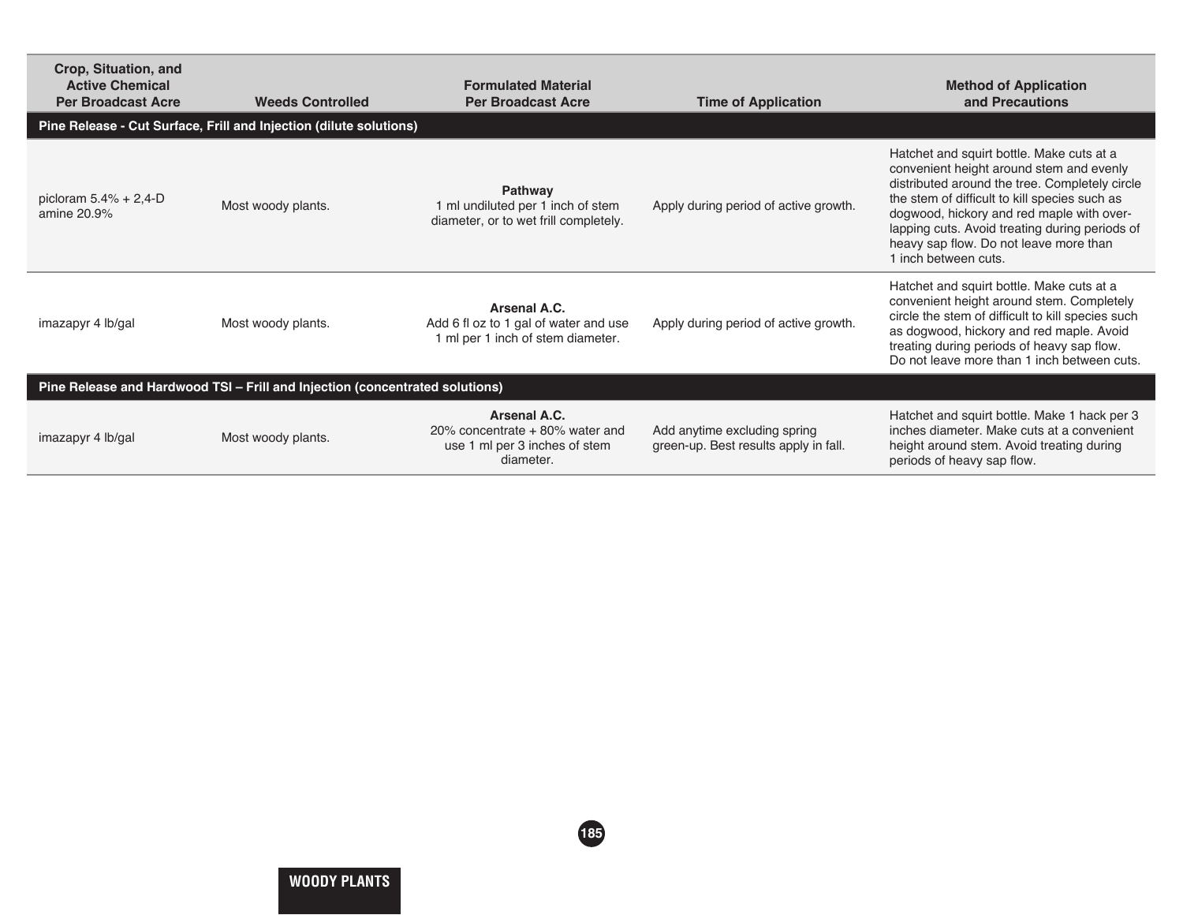| Crop, Situation, and Active Chemical Per Broadcast Acre | Weeds Controlled | Formulated Material Per Broadcast Acre | Time of Application | Method of Application and Precautions |
|---|---|---|---|---|
| **Pine Release - Cut Surface, Frill and Injection (dilute solutions)** | | | | |
| picloram 5.4% + 2,4-D amine 20.9% | Most woody plants. | **Pathway** 1 ml undiluted per 1 inch of stem diameter, or to wet frill completely. | Apply during period of active growth. | Hatchet and squirt bottle. Make cuts at a convenient height around stem and evenly distributed around the tree. Completely circle the stem of difficult to kill species such as dogwood, hickory and red maple with overlapping cuts. Avoid treating during periods of heavy sap flow. Do not leave more than 1 inch between cuts. |
| imazapyr 4 lb/gal | Most woody plants. | **Arsenal A.C.** Add 6 fl oz to 1 gal of water and use 1 ml per 1 inch of stem diameter. | Apply during period of active growth. | Hatchet and squirt bottle. Make cuts at a convenient height around stem. Completely circle the stem of difficult to kill species such as dogwood, hickory and red maple. Avoid treating during periods of heavy sap flow. Do not leave more than 1 inch between cuts. |
| **Pine Release and Hardwood TSI – Frill and Injection (concentrated solutions)** | | | | |
| imazapyr 4 lb/gal | Most woody plants. | **Arsenal A.C.** 20% concentrate + 80% water and use 1 ml per 3 inches of stem diameter. | Add anytime excluding spring green-up. Best results apply in fall. | Hatchet and squirt bottle. Make 1 hack per 3 inches diameter. Make cuts at a convenient height around stem. Avoid treating during periods of heavy sap flow. |